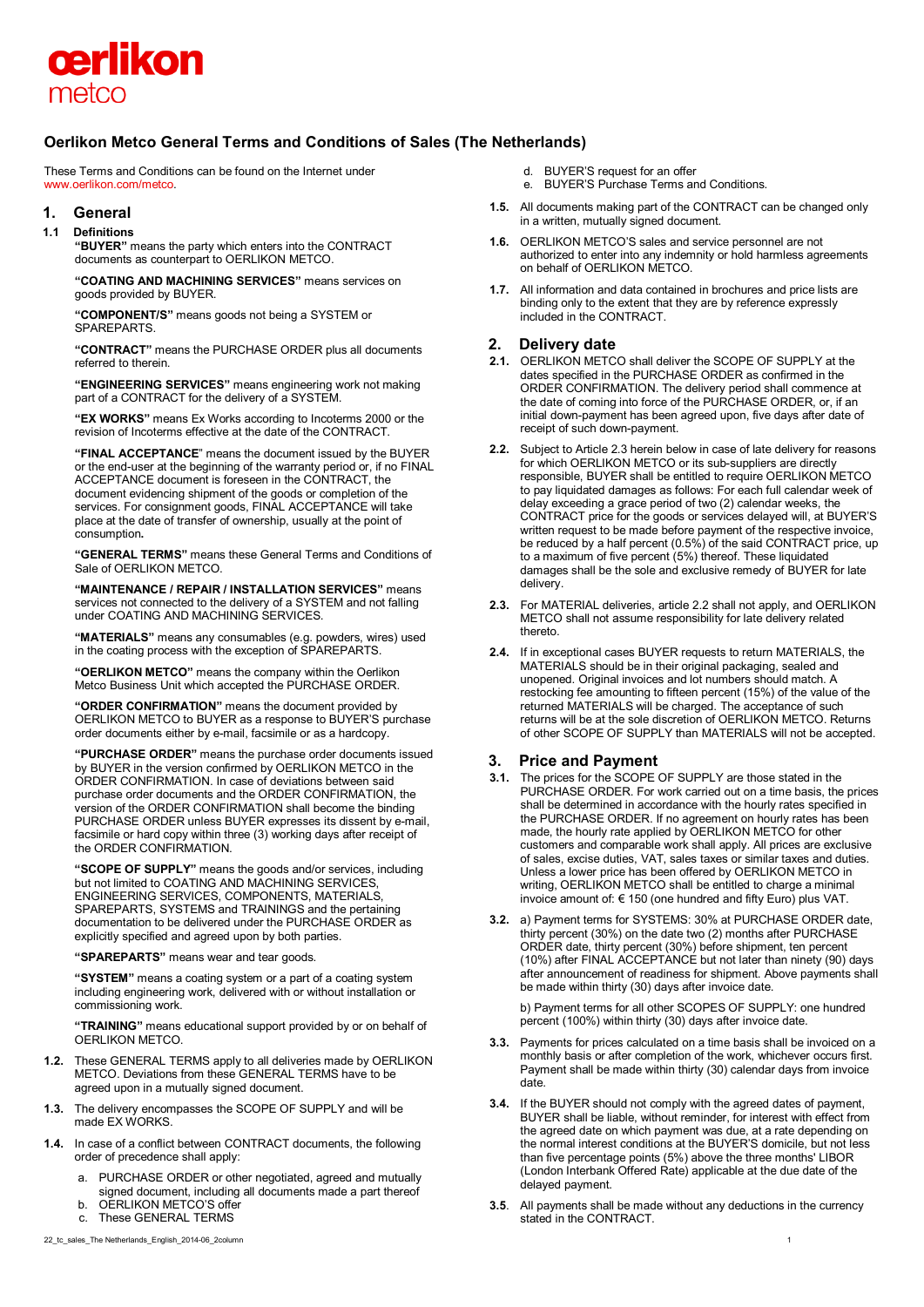# Oerlikon Metco General Terms and Conditions of Sales (The Netherlands)

These Terms and Conditions can be found on the Internet under www.oerlikon.com/metco.

## 1. General

**1.1 Definitions**

**"BUYER"** means the party which enters into the CONTRACT documents as counterpart to OERLIKON METCO.

**"COATING AND MACHINING SERVICES"** means services on goods provided by BUYER.

**"COMPONENT/S"** means goods not being a SYSTEM or SPAREPARTS.

**"CONTRACT"** means the PURCHASE ORDER plus all documents referred to therein.

**"ENGINEERING SERVICES"** means engineering work not making part of a CONTRACT for the delivery of a SYSTEM.

**"EX WORKS"** means Ex Works according to Incoterms 2000 or the revision of Incoterms effective at the date of the CONTRACT.

**"FINAL ACCEPTANCE"** means the document issued by the BUYER or the end-user at the beginning of the warranty period or, if no FINAL ACCEPTANCE document is foreseen in the CONTRACT, the document evidencing shipment of the goods or completion of the services. For consignment goods, FINAL ACCEPTANCE will take place at the date of transfer of ownership, usually at the point of consumption.

**"GENERAL TERMS"** means these General Terms and Conditions of Sale of OERLIKON METCO.

**"MAINTENANCE / REPAIR / INSTALLATION SERVICES"** means services not connected to the delivery of a SYSTEM and not falling under COATING AND MACHINING SERVICES.

**"MATERIALS"** means any consumables (e.g. powders, wires) used in the coating process with the exception of SPAREPARTS.

**"OERLIKON METCO"** means the company within the Oerlikon Metco Business Unit which accepted the PURCHASE ORDER.

**"ORDER CONFIRMATION"** means the document provided by OERLIKON METCO to BUYER as a response to BUYER'S purchase order documents either by e-mail, facsimile or as a hardcopy.

**"PURCHASE ORDER"** means the purchase order documents issued by BUYER in the version confirmed by OERLIKON METCO in the ORDER CONFIRMATION. In case of deviations between said purchase order documents and the ORDER CONFIRMATION, the version of the ORDER CONFIRMATION shall become the binding PURCHASE ORDER unless BUYER expresses its dissent by e-mail, facsimile or hard copy within three (3) working days after receipt of the ORDER CONFIRMATION.

**"SCOPE OF SUPPLY"** means the goods and/or services, including but not limited to COATING AND MACHINING SERVICES, ENGINEERING SERVICES, COMPONENTS, MATERIALS, SPAREPARTS, SYSTEMS and TRAININGS and the pertaining documentation to be delivered under the PURCHASE ORDER as explicitly specified and agreed upon by both parties.

**"SPAREPARTS"** means wear and tear goods.

**"SYSTEM"** means a coating system or a part of a coating system including engineering work, delivered with or without installation or commissioning work.

**"TRAINING"** means educational support provided by or on behalf of OERLIKON METCO.

**1.2.** These GENERAL TERMS apply to all deliveries made by OERLIKON METCO. Deviations from these GENERAL TERMS have to be agreed upon in a mutually signed document.

**1.3.** The delivery encompasses the SCOPE OF SUPPLY and will be made EX WORKS.

**1.4.** In case of a conflict between CONTRACT documents, the following order of precedence shall apply:

a. PURCHASE ORDER or other negotiated, agreed and mutually signed document, including all documents made a part thereof
b. OERLIKON METCO'S offer
c. These GENERAL TERMS
d. BUYER'S request for an offer
e. BUYER'S Purchase Terms and Conditions.

**1.5.** All documents making part of the CONTRACT can be changed only in a written, mutually signed document.

**1.6.** OERLIKON METCO'S sales and service personnel are not authorized to enter into any indemnity or hold harmless agreements on behalf of OERLIKON METCO.

**1.7.** All information and data contained in brochures and price lists are binding only to the extent that they are by reference expressly included in the CONTRACT.

## 2. Delivery date

**2.1.** OERLIKON METCO shall deliver the SCOPE OF SUPPLY at the dates specified in the PURCHASE ORDER as confirmed in the ORDER CONFIRMATION. The delivery period shall commence at the date of coming into force of the PURCHASE ORDER, or, if an initial down-payment has been agreed upon, five days after date of receipt of such down-payment.

**2.2.** Subject to Article 2.3 herein below in case of late delivery for reasons for which OERLIKON METCO or its sub-suppliers are directly responsible, BUYER shall be entitled to require OERLIKON METCO to pay liquidated damages as follows: For each full calendar week of delay exceeding a grace period of two (2) calendar weeks, the CONTRACT price for the goods or services delayed will, at BUYER'S written request to be made before payment of the respective invoice, be reduced by a half percent (0.5%) of the said CONTRACT price, up to a maximum of five percent (5%) thereof. These liquidated damages shall be the sole and exclusive remedy of BUYER for late delivery.

**2.3.** For MATERIAL deliveries, article 2.2 shall not apply, and OERLIKON METCO shall not assume responsibility for late delivery related thereto.

**2.4.** If in exceptional cases BUYER requests to return MATERIALS, the MATERIALS should be in their original packaging, sealed and unopened. Original invoices and lot numbers should match. A restocking fee amounting to fifteen percent (15%) of the value of the returned MATERIALS will be charged. The acceptance of such returns will be at the sole discretion of OERLIKON METCO. Returns of other SCOPE OF SUPPLY than MATERIALS will not be accepted.

## 3. Price and Payment

**3.1.** The prices for the SCOPE OF SUPPLY are those stated in the PURCHASE ORDER. For work carried out on a time basis, the prices shall be determined in accordance with the hourly rates specified in the PURCHASE ORDER. If no agreement on hourly rates has been made, the hourly rate applied by OERLIKON METCO for other customers and comparable work shall apply. All prices are exclusive of sales, excise duties, VAT, sales taxes or similar taxes and duties. Unless a lower price has been offered by OERLIKON METCO in writing, OERLIKON METCO shall be entitled to charge a minimal invoice amount of: € 150 (one hundred and fifty Euro) plus VAT.

**3.2.** a) Payment terms for SYSTEMS: 30% at PURCHASE ORDER date, thirty percent (30%) on the date two (2) months after PURCHASE ORDER date, thirty percent (30%) before shipment, ten percent (10%) after FINAL ACCEPTANCE but not later than ninety (90) days after announcement of readiness for shipment. Above payments shall be made within thirty (30) days after invoice date.

b) Payment terms for all other SCOPES OF SUPPLY: one hundred percent (100%) within thirty (30) days after invoice date.

**3.3.** Payments for prices calculated on a time basis shall be invoiced on a monthly basis or after completion of the work, whichever occurs first. Payment shall be made within thirty (30) calendar days from invoice date.

**3.4.** If the BUYER should not comply with the agreed dates of payment, BUYER shall be liable, without reminder, for interest with effect from the agreed date on which payment was due, at a rate depending on the normal interest conditions at the BUYER'S domicile, but not less than five percentage points (5%) above the three months' LIBOR (London Interbank Offered Rate) applicable at the due date of the delayed payment.

**3.5.** All payments shall be made without any deductions in the currency stated in the CONTRACT.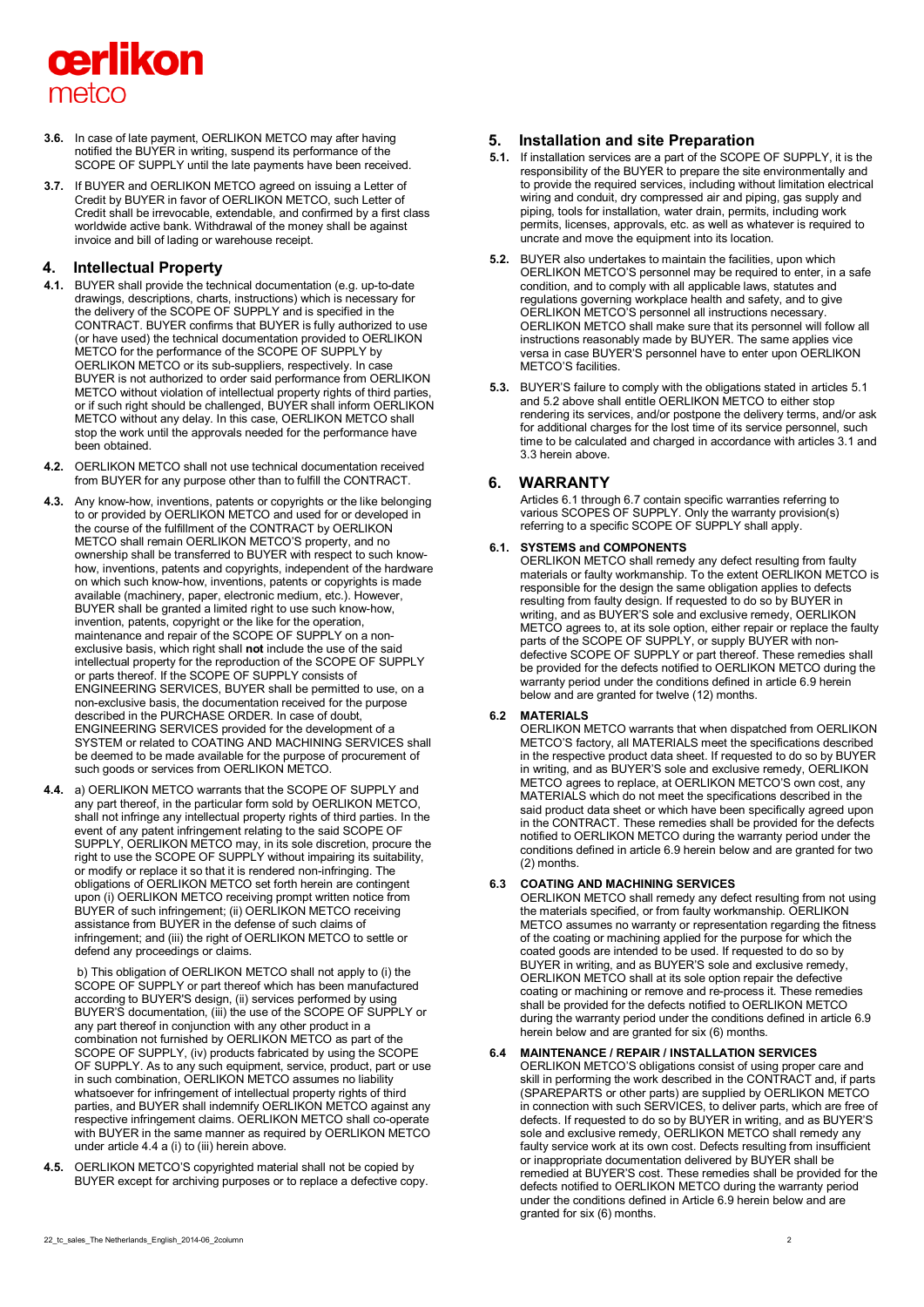**3.6.** In case of late payment, OERLIKON METCO may after having notified the BUYER in writing, suspend its performance of the SCOPE OF SUPPLY until the late payments have been received.

**3.7.** If BUYER and OERLIKON METCO agreed on issuing a Letter of Credit by BUYER in favor of OERLIKON METCO, such Letter of Credit shall be irrevocable, extendable, and confirmed by a first class worldwide active bank. Withdrawal of the money shall be against invoice and bill of lading or warehouse receipt.

## 4. Intellectual Property

**4.1.** BUYER shall provide the technical documentation (e.g. up-to-date drawings, descriptions, charts, instructions) which is necessary for the delivery of the SCOPE OF SUPPLY and is specified in the CONTRACT. BUYER confirms that BUYER is fully authorized to use (or have used) the technical documentation provided to OERLIKON METCO for the performance of the SCOPE OF SUPPLY by OERLIKON METCO or its sub-suppliers, respectively. In case BUYER is not authorized to order said performance from OERLIKON METCO without violation of intellectual property rights of third parties, or if such right should be challenged, BUYER shall inform OERLIKON METCO without any delay. In this case, OERLIKON METCO shall stop the work until the approvals needed for the performance have been obtained.

**4.2.** OERLIKON METCO shall not use technical documentation received from BUYER for any purpose other than to fulfill the CONTRACT.

**4.3.** Any know-how, inventions, patents or copyrights or the like belonging to or provided by OERLIKON METCO and used for or developed in the course of the fulfillment of the CONTRACT by OERLIKON METCO shall remain OERLIKON METCO'S property, and no ownership shall be transferred to BUYER with respect to such know-how, inventions, patents and copyrights, independent of the hardware on which such know-how, inventions, patents or copyrights is made available (machinery, paper, electronic medium, etc.). However, BUYER shall be granted a limited right to use such know-how, invention, patents, copyright or the like for the operation, maintenance and repair of the SCOPE OF SUPPLY on a non-exclusive basis, which right shall **not** include the use of the said intellectual property for the reproduction of the SCOPE OF SUPPLY or parts thereof. If the SCOPE OF SUPPLY consists of ENGINEERING SERVICES, BUYER shall be permitted to use, on a non-exclusive basis, the documentation received for the purpose described in the PURCHASE ORDER. In case of doubt, ENGINEERING SERVICES provided for the development of a SYSTEM or related to COATING AND MACHINING SERVICES shall be deemed to be made available for the purpose of procurement of such goods or services from OERLIKON METCO.

**4.4.** a) OERLIKON METCO warrants that the SCOPE OF SUPPLY and any part thereof, in the particular form sold by OERLIKON METCO, shall not infringe any intellectual property rights of third parties. In the event of any patent infringement relating to the said SCOPE OF SUPPLY, OERLIKON METCO may, in its sole discretion, procure the right to use the SCOPE OF SUPPLY without impairing its suitability, or modify or replace it so that it is rendered non-infringing. The obligations of OERLIKON METCO set forth herein are contingent upon (i) OERLIKON METCO receiving prompt written notice from BUYER of such infringement; (ii) OERLIKON METCO receiving assistance from BUYER in the defense of such claims of infringement; and (iii) the right of OERLIKON METCO to settle or defend any proceedings or claims.

b) This obligation of OERLIKON METCO shall not apply to (i) the SCOPE OF SUPPLY or part thereof which has been manufactured according to BUYER'S design, (ii) services performed by using BUYER'S documentation, (iii) the use of the SCOPE OF SUPPLY or any part thereof in conjunction with any other product in a combination not furnished by OERLIKON METCO as part of the SCOPE OF SUPPLY, (iv) products fabricated by using the SCOPE OF SUPPLY. As to any such equipment, service, product, part or use in such combination, OERLIKON METCO assumes no liability whatsoever for infringement of intellectual property rights of third parties, and BUYER shall indemnify OERLIKON METCO against any respective infringement claims. OERLIKON METCO shall co-operate with BUYER in the same manner as required by OERLIKON METCO under article 4.4 a (i) to (iii) herein above.

**4.5.** OERLIKON METCO'S copyrighted material shall not be copied by BUYER except for archiving purposes or to replace a defective copy.

## 5. Installation and site Preparation

**5.1.** If installation services are a part of the SCOPE OF SUPPLY, it is the responsibility of the BUYER to prepare the site environmentally and to provide the required services, including without limitation electrical wiring and conduit, dry compressed air and piping, gas supply and piping, tools for installation, water drain, permits, including work permits, licenses, approvals, etc. as well as whatever is required to uncrate and move the equipment into its location.

**5.2.** BUYER also undertakes to maintain the facilities, upon which OERLIKON METCO'S personnel may be required to enter, in a safe condition, and to comply with all applicable laws, statutes and regulations governing workplace health and safety, and to give OERLIKON METCO'S personnel all instructions necessary. OERLIKON METCO shall make sure that its personnel will follow all instructions reasonably made by BUYER. The same applies vice versa in case BUYER'S personnel have to enter upon OERLIKON METCO'S facilities.

**5.3.** BUYER'S failure to comply with the obligations stated in articles 5.1 and 5.2 above shall entitle OERLIKON METCO to either stop rendering its services, and/or postpone the delivery terms, and/or ask for additional charges for the lost time of its service personnel, such time to be calculated and charged in accordance with articles 3.1 and 3.3 herein above.

## 6. WARRANTY

Articles 6.1 through 6.7 contain specific warranties referring to various SCOPES OF SUPPLY. Only the warranty provision(s) referring to a specific SCOPE OF SUPPLY shall apply.

### 6.1. SYSTEMS and COMPONENTS

OERLIKON METCO shall remedy any defect resulting from faulty materials or faulty workmanship. To the extent OERLIKON METCO is responsible for the design the same obligation applies to defects resulting from faulty design. If requested to do so by BUYER in writing, and as BUYER'S sole and exclusive remedy, OERLIKON METCO agrees to, at its sole option, either repair or replace the faulty parts of the SCOPE OF SUPPLY, or supply BUYER with non-defective SCOPE OF SUPPLY or part thereof. These remedies shall be provided for the defects notified to OERLIKON METCO during the warranty period under the conditions defined in article 6.9 herein below and are granted for twelve (12) months.

### 6.2 MATERIALS

OERLIKON METCO warrants that when dispatched from OERLIKON METCO'S factory, all MATERIALS meet the specifications described in the respective product data sheet. If requested to do so by BUYER in writing, and as BUYER'S sole and exclusive remedy, OERLIKON METCO agrees to replace, at OERLIKON METCO'S own cost, any MATERIALS which do not meet the specifications described in the said product data sheet or which have been specifically agreed upon in the CONTRACT. These remedies shall be provided for the defects notified to OERLIKON METCO during the warranty period under the conditions defined in article 6.9 herein below and are granted for two (2) months.

### 6.3 COATING AND MACHINING SERVICES

OERLIKON METCO shall remedy any defect resulting from not using the materials specified, or from faulty workmanship. OERLIKON METCO assumes no warranty or representation regarding the fitness of the coating or machining applied for the purpose for which the coated goods are intended to be used. If requested to do so by BUYER in writing, and as BUYER'S sole and exclusive remedy, OERLIKON METCO shall at its sole option repair the defective coating or machining or remove and re-process it. These remedies shall be provided for the defects notified to OERLIKON METCO during the warranty period under the conditions defined in article 6.9 herein below and are granted for six (6) months.

### 6.4 MAINTENANCE / REPAIR / INSTALLATION SERVICES

OERLIKON METCO'S obligations consist of using proper care and skill in performing the work described in the CONTRACT and, if parts (SPAREPARTS or other parts) are supplied by OERLIKON METCO in connection with such SERVICES, to deliver parts, which are free of defects. If requested to do so by BUYER in writing, and as BUYER'S sole and exclusive remedy, OERLIKON METCO shall remedy any faulty service work at its own cost. Defects resulting from insufficient or inappropriate documentation delivered by BUYER shall be remedied at BUYER'S cost. These remedies shall be provided for the defects notified to OERLIKON METCO during the warranty period under the conditions defined in Article 6.9 herein below and are granted for six (6) months.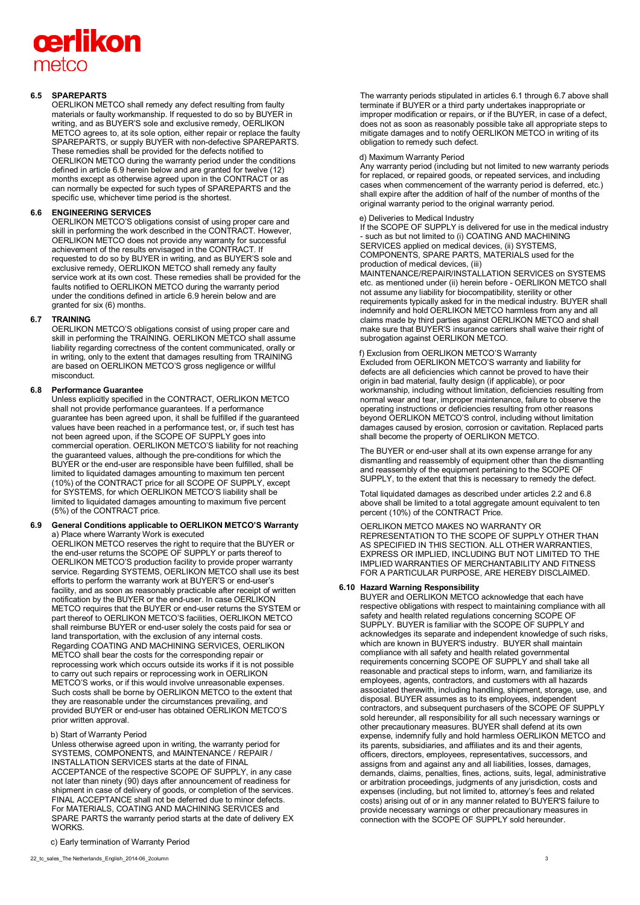### 6.5 SPAREPARTS

OERLIKON METCO shall remedy any defect resulting from faulty materials or faulty workmanship. If requested to do so by BUYER in writing, and as BUYER'S sole and exclusive remedy, OERLIKON METCO agrees to, at its sole option, either repair or replace the faulty SPAREPARTS, or supply BUYER with non-defective SPAREPARTS. These remedies shall be provided for the defects notified to OERLIKON METCO during the warranty period under the conditions defined in article 6.9 herein below and are granted for twelve (12) months except as otherwise agreed upon in the CONTRACT or as can normally be expected for such types of SPAREPARTS and the specific use, whichever time period is the shortest.

### 6.6 ENGINEERING SERVICES

OERLIKON METCO'S obligations consist of using proper care and skill in performing the work described in the CONTRACT. However, OERLIKON METCO does not provide any warranty for successful achievement of the results envisaged in the CONTRACT. If requested to do so by BUYER in writing, and as BUYER'S sole and exclusive remedy, OERLIKON METCO shall remedy any faulty service work at its own cost. These remedies shall be provided for the faults notified to OERLIKON METCO during the warranty period under the conditions defined in article 6.9 herein below and are granted for six (6) months.

### 6.7 TRAINING

OERLIKON METCO'S obligations consist of using proper care and skill in performing the TRAINING. OERLIKON METCO shall assume liability regarding correctness of the content communicated, orally or in writing, only to the extent that damages resulting from TRAINING are based on OERLIKON METCO'S gross negligence or willful misconduct.

### 6.8 Performance Guarantee

Unless explicitly specified in the CONTRACT, OERLIKON METCO shall not provide performance guarantees. If a performance guarantee has been agreed upon, it shall be fulfilled if the guaranteed values have been reached in a performance test, or, if such test has not been agreed upon, if the SCOPE OF SUPPLY goes into commercial operation. OERLIKON METCO'S liability for not reaching the guaranteed values, although the pre-conditions for which the BUYER or the end-user are responsible have been fulfilled, shall be limited to liquidated damages amounting to maximum ten percent (10%) of the CONTRACT price for all SCOPE OF SUPPLY, except for SYSTEMS, for which OERLIKON METCO'S liability shall be limited to liquidated damages amounting to maximum five percent (5%) of the CONTRACT price.

### 6.9 General Conditions applicable to OERLIKON METCO'S Warranty

a) Place where Warranty Work is executed

OERLIKON METCO reserves the right to require that the BUYER or the end-user returns the SCOPE OF SUPPLY or parts thereof to OERLIKON METCO'S production facility to provide proper warranty service. Regarding SYSTEMS, OERLIKON METCO shall use its best efforts to perform the warranty work at BUYER'S or end-user's facility, and as soon as reasonably practicable after receipt of written notification by the BUYER or the end-user. In case OERLIKON METCO requires that the BUYER or end-user returns the SYSTEM or part thereof to OERLIKON METCO'S facilities, OERLIKON METCO shall reimburse BUYER or end-user solely the costs paid for sea or land transportation, with the exclusion of any internal costs. Regarding COATING AND MACHINING SERVICES, OERLIKON METCO shall bear the costs for the corresponding repair or reprocessing work which occurs outside its works if it is not possible to carry out such repairs or reprocessing work in OERLIKON METCO'S works, or if this would involve unreasonable expenses. Such costs shall be borne by OERLIKON METCO to the extent that they are reasonable under the circumstances prevailing, and provided BUYER or end-user has obtained OERLIKON METCO'S prior written approval.

b) Start of Warranty Period

Unless otherwise agreed upon in writing, the warranty period for SYSTEMS, COMPONENTS, and MAINTENANCE / REPAIR / INSTALLATION SERVICES starts at the date of FINAL ACCEPTANCE of the respective SCOPE OF SUPPLY, in any case not later than ninety (90) days after announcement of readiness for shipment in case of delivery of goods, or completion of the services. FINAL ACCEPTANCE shall not be deferred due to minor defects. For MATERIALS, COATING AND MACHINING SERVICES and SPARE PARTS the warranty period starts at the date of delivery EX WORKS.

c) Early termination of Warranty Period

The warranty periods stipulated in articles 6.1 through 6.7 above shall terminate if BUYER or a third party undertakes inappropriate or improper modification or repairs, or if the BUYER, in case of a defect, does not as soon as reasonably possible take all appropriate steps to mitigate damages and to notify OERLIKON METCO in writing of its obligation to remedy such defect.

d) Maximum Warranty Period

Any warranty period (including but not limited to new warranty periods for replaced, or repaired goods, or repeated services, and including cases when commencement of the warranty period is deferred, etc.) shall expire after the addition of half of the number of months of the original warranty period to the original warranty period.

e) Deliveries to Medical Industry

If the SCOPE OF SUPPLY is delivered for use in the medical industry - such as but not limited to (i) COATING AND MACHINING SERVICES applied on medical devices, (ii) SYSTEMS, COMPONENTS, SPARE PARTS, MATERIALS used for the production of medical devices, (iii) MAINTENANCE/REPAIR/INSTALLATION SERVICES on SYSTEMS etc. as mentioned under (ii) herein before - OERLIKON METCO shall not assume any liability for biocompatibility, sterility or other requirements typically asked for in the medical industry. BUYER shall indemnify and hold OERLIKON METCO harmless from any and all claims made by third parties against OERLIKON METCO and shall make sure that BUYER'S insurance carriers shall waive their right of subrogation against OERLIKON METCO.

f) Exclusion from OERLIKON METCO'S Warranty

Excluded from OERLIKON METCO'S warranty and liability for defects are all deficiencies which cannot be proved to have their origin in bad material, faulty design (if applicable), or poor workmanship, including without limitation, deficiencies resulting from normal wear and tear, improper maintenance, failure to observe the operating instructions or deficiencies resulting from other reasons beyond OERLIKON METCO'S control, including without limitation damages caused by erosion, corrosion or cavitation. Replaced parts shall become the property of OERLIKON METCO.

The BUYER or end-user shall at its own expense arrange for any dismantling and reassembly of equipment other than the dismantling and reassembly of the equipment pertaining to the SCOPE OF SUPPLY, to the extent that this is necessary to remedy the defect.

Total liquidated damages as described under articles 2.2 and 6.8 above shall be limited to a total aggregate amount equivalent to ten percent (10%) of the CONTRACT Price.

OERLIKON METCO MAKES NO WARRANTY OR REPRESENTATION TO THE SCOPE OF SUPPLY OTHER THAN AS SPECIFIED IN THIS SECTION. ALL OTHER WARRANTIES, EXPRESS OR IMPLIED, INCLUDING BUT NOT LIMITED TO THE IMPLIED WARRANTIES OF MERCHANTABILITY AND FITNESS FOR A PARTICULAR PURPOSE, ARE HEREBY DISCLAIMED.

### 6.10 Hazard Warning Responsibility

BUYER and OERLIKON METCO acknowledge that each have respective obligations with respect to maintaining compliance with all safety and health related regulations concerning SCOPE OF SUPPLY. BUYER is familiar with the SCOPE OF SUPPLY and acknowledges its separate and independent knowledge of such risks, which are known in BUYER'S industry. BUYER shall maintain compliance with all safety and health related governmental requirements concerning SCOPE OF SUPPLY and shall take all reasonable and practical steps to inform, warn, and familiarize its employees, agents, contractors, and customers with all hazards associated therewith, including handling, shipment, storage, use, and disposal. BUYER assumes as to its employees, independent contractors, and subsequent purchasers of the SCOPE OF SUPPLY sold hereunder, all responsibility for all such necessary warnings or other precautionary measures. BUYER shall defend at its own expense, indemnify fully and hold harmless OERLIKON METCO and its parents, subsidiaries, and affiliates and its and their agents, officers, directors, employees, representatives, successors, and assigns from and against any and all liabilities, losses, damages, demands, claims, penalties, fines, actions, suits, legal, administrative or arbitration proceedings, judgments of any jurisdiction, costs and expenses (including, but not limited to, attorney's fees and related costs) arising out of or in any manner related to BUYER'S failure to provide necessary warnings or other precautionary measures in connection with the SCOPE OF SUPPLY sold hereunder.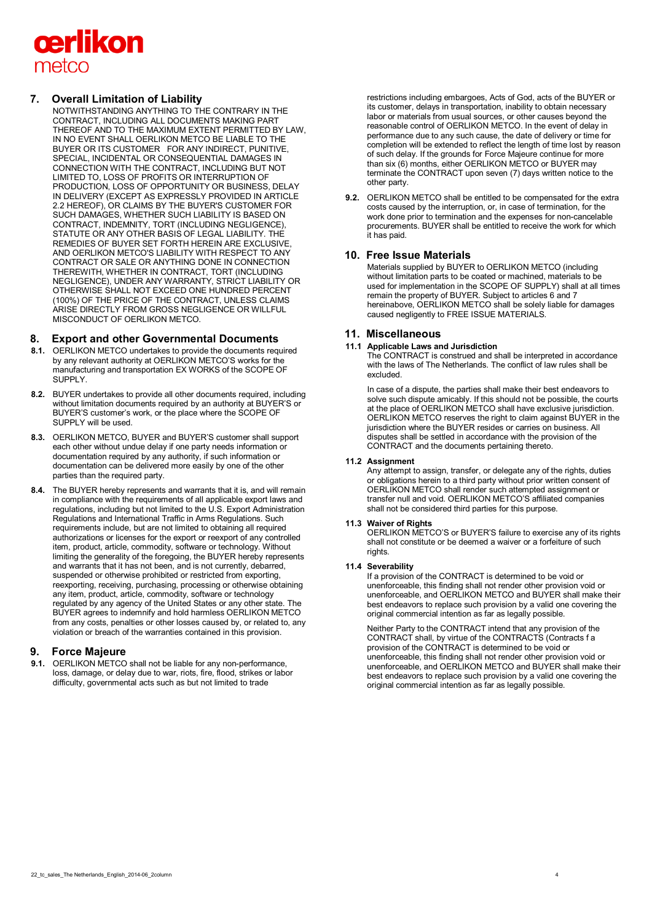## 7. Overall Limitation of Liability

NOTWITHSTANDING ANYTHING TO THE CONTRARY IN THE CONTRACT, INCLUDING ALL DOCUMENTS MAKING PART THEREOF AND TO THE MAXIMUM EXTENT PERMITTED BY LAW, IN NO EVENT SHALL OERLIKON METCO BE LIABLE TO THE BUYER OR ITS CUSTOMER FOR ANY INDIRECT, PUNITIVE, SPECIAL, INCIDENTAL OR CONSEQUENTIAL DAMAGES IN CONNECTION WITH THE CONTRACT, INCLUDING BUT NOT LIMITED TO, LOSS OF PROFITS OR INTERRUPTION OF PRODUCTION, LOSS OF OPPORTUNITY OR BUSINESS, DELAY IN DELIVERY (EXCEPT AS EXPRESSLY PROVIDED IN ARTICLE 2.2 HEREOF), OR CLAIMS BY THE BUYER'S CUSTOMER FOR SUCH DAMAGES, WHETHER SUCH LIABILITY IS BASED ON CONTRACT, INDEMNITY, TORT (INCLUDING NEGLIGENCE), STATUTE OR ANY OTHER BASIS OF LEGAL LIABILITY. THE REMEDIES OF BUYER SET FORTH HEREIN ARE EXCLUSIVE, AND OERLIKON METCO'S LIABILITY WITH RESPECT TO ANY CONTRACT OR SALE OR ANYTHING DONE IN CONNECTION THEREWITH, WHETHER IN CONTRACT, TORT (INCLUDING NEGLIGENCE), UNDER ANY WARRANTY, STRICT LIABILITY OR OTHERWISE SHALL NOT EXCEED ONE HUNDRED PERCENT (100%) OF THE PRICE OF THE CONTRACT, UNLESS CLAIMS ARISE DIRECTLY FROM GROSS NEGLIGENCE OR WILLFUL MISCONDUCT OF OERLIKON METCO.

## 8. Export and other Governmental Documents

**8.1.** OERLIKON METCO undertakes to provide the documents required by any relevant authority at OERLIKON METCO'S works for the manufacturing and transportation EX WORKS of the SCOPE OF SUPPLY.

**8.2.** BUYER undertakes to provide all other documents required, including without limitation documents required by an authority at BUYER'S or BUYER'S customer's work, or the place where the SCOPE OF SUPPLY will be used.

**8.3.** OERLIKON METCO, BUYER and BUYER'S customer shall support each other without undue delay if one party needs information or documentation required by any authority, if such information or documentation can be delivered more easily by one of the other parties than the required party.

**8.4.** The BUYER hereby represents and warrants that it is, and will remain in compliance with the requirements of all applicable export laws and regulations, including but not limited to the U.S. Export Administration Regulations and International Traffic in Arms Regulations. Such requirements include, but are not limited to obtaining all required authorizations or licenses for the export or reexport of any controlled item, product, article, commodity, software or technology. Without limiting the generality of the foregoing, the BUYER hereby represents and warrants that it has not been, and is not currently, debarred, suspended or otherwise prohibited or restricted from exporting, reexporting, receiving, purchasing, processing or otherwise obtaining any item, product, article, commodity, software or technology regulated by any agency of the United States or any other state. The BUYER agrees to indemnify and hold harmless OERLIKON METCO from any costs, penalties or other losses caused by, or related to, any violation or breach of the warranties contained in this provision.

## 9. Force Majeure

**9.1.** OERLIKON METCO shall not be liable for any non-performance, loss, damage, or delay due to war, riots, fire, flood, strikes or labor difficulty, governmental acts such as but not limited to trade restrictions including embargoes, Acts of God, acts of the BUYER or its customer, delays in transportation, inability to obtain necessary labor or materials from usual sources, or other causes beyond the reasonable control of OERLIKON METCO. In the event of delay in performance due to any such cause, the date of delivery or time for completion will be extended to reflect the length of time lost by reason of such delay. If the grounds for Force Majeure continue for more than six (6) months, either OERLIKON METCO or BUYER may terminate the CONTRACT upon seven (7) days written notice to the other party.

**9.2.** OERLIKON METCO shall be entitled to be compensated for the extra costs caused by the interruption, or, in case of termination, for the work done prior to termination and the expenses for non-cancelable procurements. BUYER shall be entitled to receive the work for which it has paid.

## 10. Free Issue Materials

Materials supplied by BUYER to OERLIKON METCO (including without limitation parts to be coated or machined, materials to be used for implementation in the SCOPE OF SUPPLY) shall at all times remain the property of BUYER. Subject to articles 6 and 7 hereinabove, OERLIKON METCO shall be solely liable for damages caused negligently to FREE ISSUE MATERIALS.

## 11. Miscellaneous

### 11.1 Applicable Laws and Jurisdiction

The CONTRACT is construed and shall be interpreted in accordance with the laws of The Netherlands. The conflict of law rules shall be excluded.

In case of a dispute, the parties shall make their best endeavors to solve such dispute amicably. If this should not be possible, the courts at the place of OERLIKON METCO shall have exclusive jurisdiction. OERLIKON METCO reserves the right to claim against BUYER in the jurisdiction where the BUYER resides or carries on business. All disputes shall be settled in accordance with the provision of the CONTRACT and the documents pertaining thereto.

### 11.2 Assignment

Any attempt to assign, transfer, or delegate any of the rights, duties or obligations herein to a third party without prior written consent of OERLIKON METCO shall render such attempted assignment or transfer null and void. OERLIKON METCO'S affiliated companies shall not be considered third parties for this purpose.

### 11.3 Waiver of Rights

OERLIKON METCO'S or BUYER'S failure to exercise any of its rights shall not constitute or be deemed a waiver or a forfeiture of such rights.

### 11.4 Severability

If a provision of the CONTRACT is determined to be void or unenforceable, this finding shall not render other provision void or unenforceable, and OERLIKON METCO and BUYER shall make their best endeavors to replace such provision by a valid one covering the original commercial intention as far as legally possible.

Neither Party to the CONTRACT intend that any provision of the CONTRACT shall, by virtue of the CONTRACTS (Contracts f a provision of the CONTRACT is determined to be void or unenforceable, this finding shall not render other provision void or unenforceable, and OERLIKON METCO and BUYER shall make their best endeavors to replace such provision by a valid one covering the original commercial intention as far as legally possible.